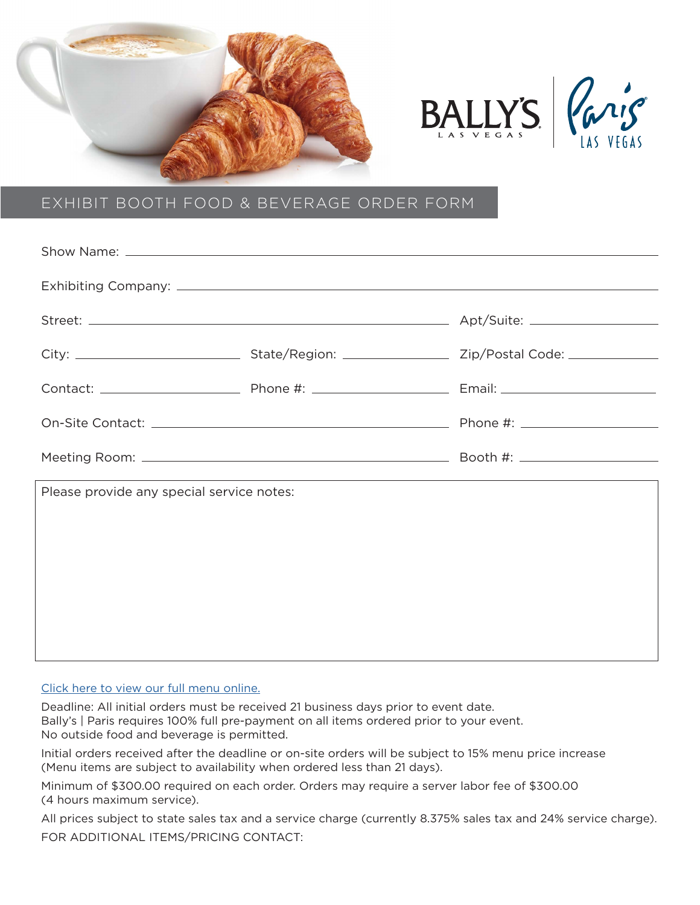BALLY'S LAS VEGAS | Paris LAS VEGAS

# EXHIBIT BOOTH FOOD & BEVERAGE ORDER FORM

Show Name: ______________________________

Exhibiting Company: ______________________________

Street: ______________________________ Apt/Suite: ______________

City: ______________ State/Region: ______________ Zip/Postal Code: ______________

Contact: ______________ Phone #: ______________ Email: ______________

On-Site Contact: ______________________________ Phone #: ______________

Meeting Room: ______________________________ Booth #: ______________

Please provide any special service notes:

[Click here to view our full menu online.]

Deadline: All initial orders must be received 21 business days prior to event date.
Bally's | Paris requires 100% full pre-payment on all items ordered prior to your event.
No outside food and beverage is permitted.

Initial orders received after the deadline or on-site orders will be subject to 15% menu price increase (Menu items are subject to availability when ordered less than 21 days).

Minimum of $300.00 required on each order. Orders may require a server labor fee of $300.00 (4 hours maximum service).

All prices subject to state sales tax and a service charge (currently 8.375% sales tax and 24% service charge).

FOR ADDITIONAL ITEMS/PRICING CONTACT: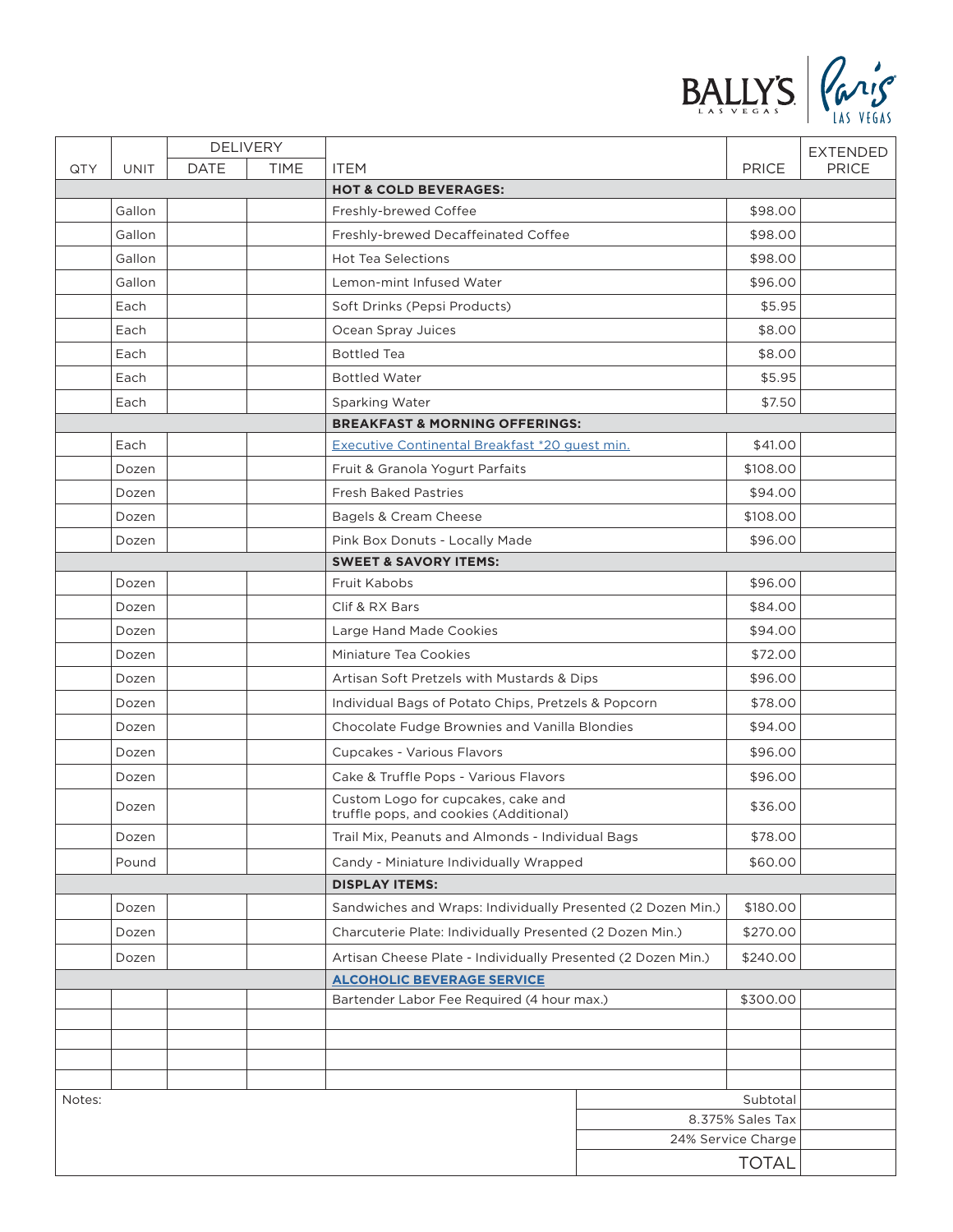BALLY'S LAS VEGAS | Paris LAS VEGAS

| QTY | UNIT | DELIVERY DATE | DELIVERY TIME | ITEM | PRICE | EXTENDED PRICE |
|---|---|---|---|---|---|---|
| | | | | **HOT & COLD BEVERAGES:** | | |
| | Gallon | | | Freshly-brewed Coffee | $98.00 | |
| | Gallon | | | Freshly-brewed Decaffeinated Coffee | $98.00 | |
| | Gallon | | | Hot Tea Selections | $98.00 | |
| | Gallon | | | Lemon-mint Infused Water | $96.00 | |
| | Each | | | Soft Drinks (Pepsi Products) | $5.95 | |
| | Each | | | Ocean Spray Juices | $8.00 | |
| | Each | | | Bottled Tea | $8.00 | |
| | Each | | | Bottled Water | $5.95 | |
| | Each | | | Sparking Water | $7.50 | |
| | | | | **BREAKFAST & MORNING OFFERINGS:** | | |
| | Each | | | Executive Continental Breakfast *20 guest min. | $41.00 | |
| | Dozen | | | Fruit & Granola Yogurt Parfaits | $108.00 | |
| | Dozen | | | Fresh Baked Pastries | $94.00 | |
| | Dozen | | | Bagels & Cream Cheese | $108.00 | |
| | Dozen | | | Pink Box Donuts - Locally Made | $96.00 | |
| | | | | **SWEET & SAVORY ITEMS:** | | |
| | Dozen | | | Fruit Kabobs | $96.00 | |
| | Dozen | | | Clif & RX Bars | $84.00 | |
| | Dozen | | | Large Hand Made Cookies | $94.00 | |
| | Dozen | | | Miniature Tea Cookies | $72.00 | |
| | Dozen | | | Artisan Soft Pretzels with Mustards & Dips | $96.00 | |
| | Dozen | | | Individual Bags of Potato Chips, Pretzels & Popcorn | $78.00 | |
| | Dozen | | | Chocolate Fudge Brownies and Vanilla Blondies | $94.00 | |
| | Dozen | | | Cupcakes - Various Flavors | $96.00 | |
| | Dozen | | | Cake & Truffle Pops - Various Flavors | $96.00 | |
| | Dozen | | | Custom Logo for cupcakes, cake and truffle pops, and cookies (Additional) | $36.00 | |
| | Dozen | | | Trail Mix, Peanuts and Almonds - Individual Bags | $78.00 | |
| | Pound | | | Candy - Miniature Individually Wrapped | $60.00 | |
| | | | | **DISPLAY ITEMS:** | | |
| | Dozen | | | Sandwiches and Wraps: Individually Presented (2 Dozen Min.) | $180.00 | |
| | Dozen | | | Charcuterie Plate: Individually Presented (2 Dozen Min.) | $270.00 | |
| | Dozen | | | Artisan Cheese Plate - Individually Presented (2 Dozen Min.) | $240.00 | |
| | | | | **ALCOHOLIC BEVERAGE SERVICE** | | |
| | | | | Bartender Labor Fee Required (4 hour max.) | $300.00 | |
| | | | | | | |
| | | | | | | |
| | | | | | | |
| | | | | | | |

Notes:

| | |
|---|---|
| Subtotal | |
| 8.375% Sales Tax | |
| 24% Service Charge | |
| TOTAL | |